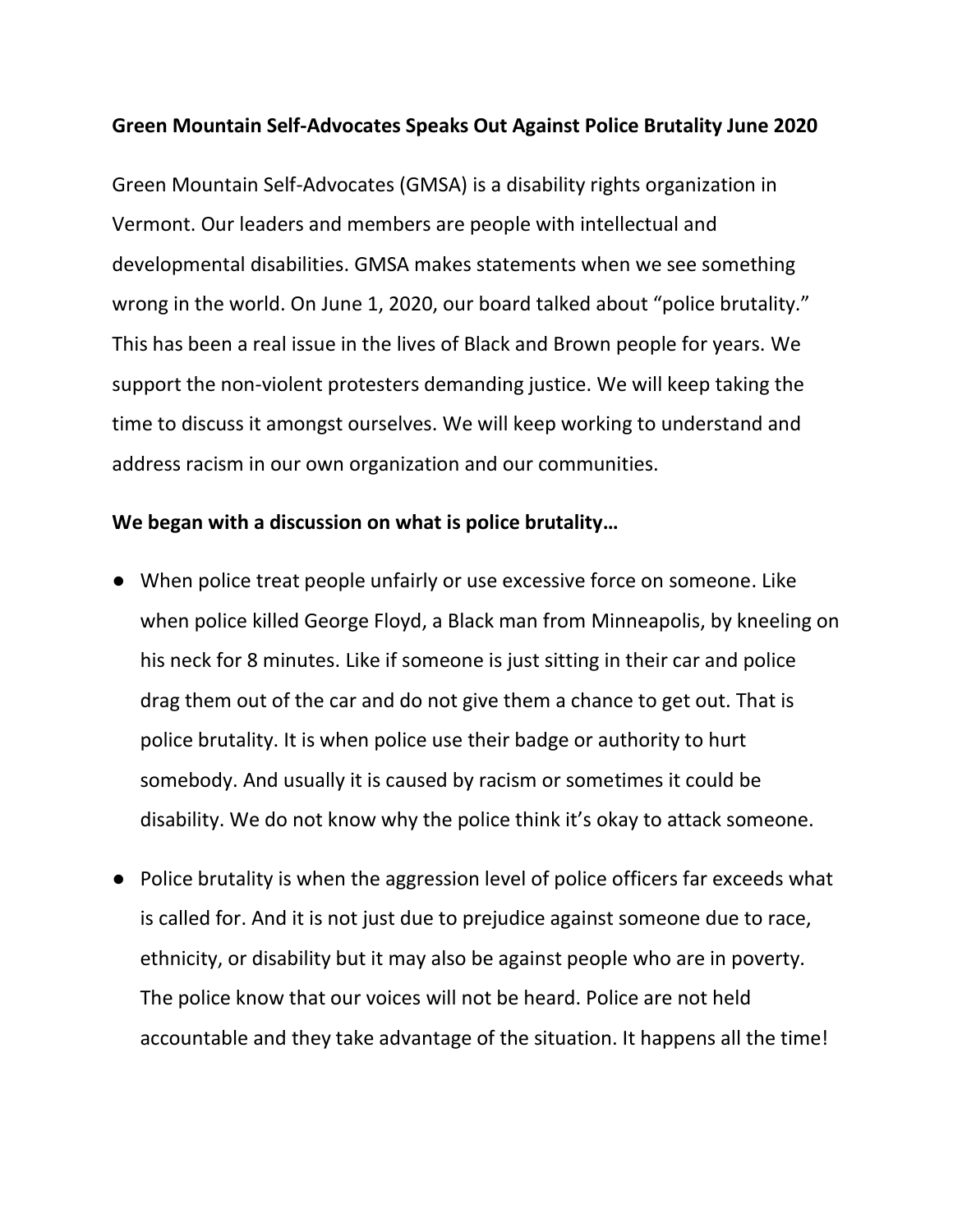**Green Mountain Self-Advocates Speaks Out Against Police Brutality June 2020**

Green Mountain Self-Advocates (GMSA) is a disability rights organization in Vermont. Our leaders and members are people with intellectual and developmental disabilities. GMSA makes statements when we see something wrong in the world. On June 1, 2020, our board talked about "police brutality." This has been a real issue in the lives of Black and Brown people for years. We support the non-violent protesters demanding justice. We will keep taking the time to discuss it amongst ourselves. We will keep working to understand and address racism in our own organization and our communities.

**We began with a discussion on what is police brutality…**

- When police treat people unfairly or use excessive force on someone. Like when police killed George Floyd, a Black man from Minneapolis, by kneeling on his neck for 8 minutes. Like if someone is just sitting in their car and police drag them out of the car and do not give them a chance to get out. That is police brutality. It is when police use their badge or authority to hurt somebody. And usually it is caused by racism or sometimes it could be disability. We do not know why the police think it's okay to attack someone.
- Police brutality is when the aggression level of police officers far exceeds what is called for. And it is not just due to prejudice against someone due to race, ethnicity, or disability but it may also be against people who are in poverty. The police know that our voices will not be heard. Police are not held accountable and they take advantage of the situation. It happens all the time!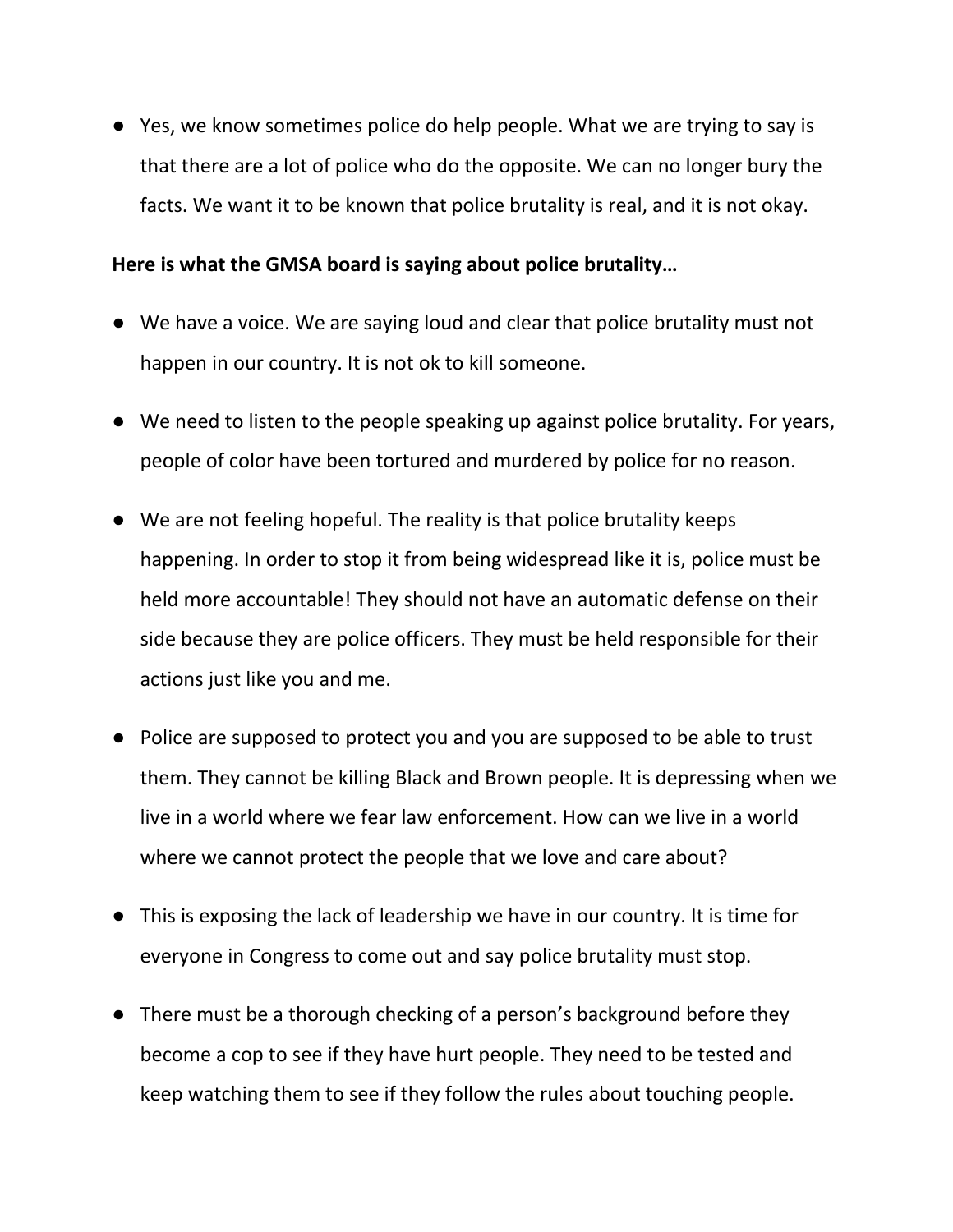- Yes, we know sometimes police do help people. What we are trying to say is that there are a lot of police who do the opposite. We can no longer bury the facts. We want it to be known that police brutality is real, and it is not okay.

**Here is what the GMSA board is saying about police brutality…**

- We have a voice. We are saying loud and clear that police brutality must not happen in our country. It is not ok to kill someone.
- We need to listen to the people speaking up against police brutality. For years, people of color have been tortured and murdered by police for no reason.
- We are not feeling hopeful. The reality is that police brutality keeps happening. In order to stop it from being widespread like it is, police must be held more accountable! They should not have an automatic defense on their side because they are police officers. They must be held responsible for their actions just like you and me.
- Police are supposed to protect you and you are supposed to be able to trust them. They cannot be killing Black and Brown people. It is depressing when we live in a world where we fear law enforcement. How can we live in a world where we cannot protect the people that we love and care about?
- This is exposing the lack of leadership we have in our country. It is time for everyone in Congress to come out and say police brutality must stop.
- There must be a thorough checking of a person's background before they become a cop to see if they have hurt people. They need to be tested and keep watching them to see if they follow the rules about touching people.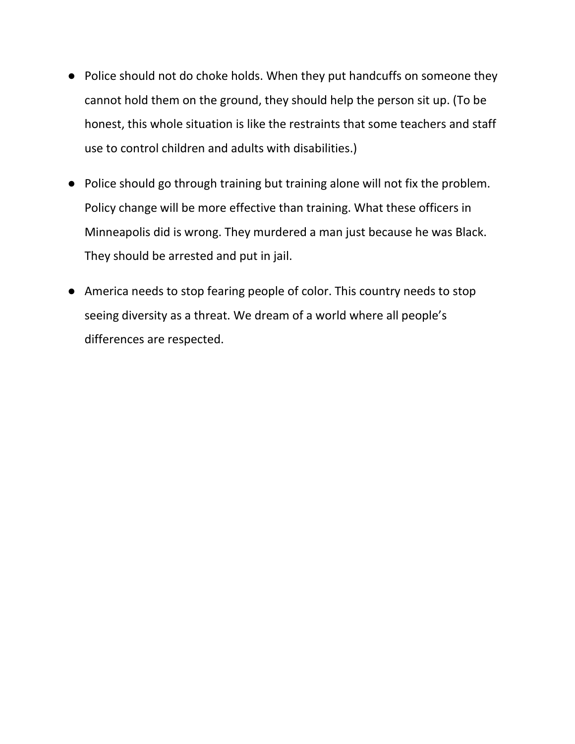- Police should not do choke holds. When they put handcuffs on someone they cannot hold them on the ground, they should help the person sit up. (To be honest, this whole situation is like the restraints that some teachers and staff use to control children and adults with disabilities.)
- Police should go through training but training alone will not fix the problem. Policy change will be more effective than training. What these officers in Minneapolis did is wrong. They murdered a man just because he was Black. They should be arrested and put in jail.
- America needs to stop fearing people of color. This country needs to stop seeing diversity as a threat. We dream of a world where all people's differences are respected.